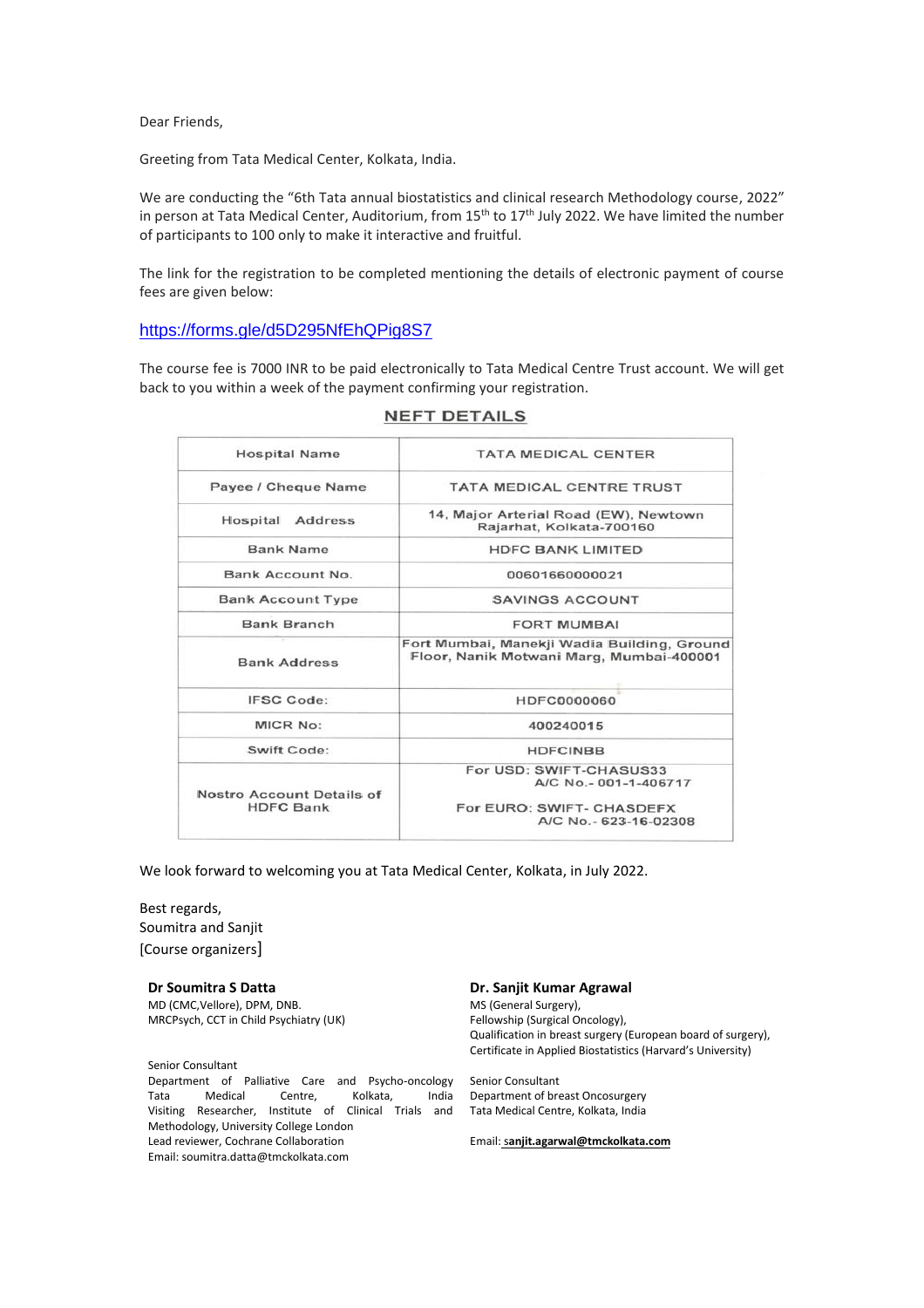Dear Friends,

Greeting from Tata Medical Center, Kolkata, India.

We are conducting the "6th Tata annual biostatistics and clinical research Methodology course, 2022" in person at Tata Medical Center, Auditorium, from 15[th] to 17[th] July 2022. We have limited the number of participants to 100 only to make it interactive and fruitful.

The link for the registration to be completed mentioning the details of electronic payment of course fees are given below:

https://forms.gle/d5D295NfEhQPig8S7

The course fee is 7000 INR to be paid electronically to Tata Medical Centre Trust account. We will get back to you within a week of the payment confirming your registration.

## NEFT DETAILS

| | |
|---|---|
| Hospital Name | TATA MEDICAL CENTER |
| Payee / Cheque Name | TATA MEDICAL CENTRE TRUST |
| Hospital Address | 14, Major Arterial Road (EW), Newtown Rajarhat, Kolkata-700160 |
| Bank Name | HDFC BANK LIMITED |
| Bank Account No. | 00601660000021 |
| Bank Account Type | SAVINGS ACCOUNT |
| Bank Branch | FORT MUMBAI |
| Bank Address | Fort Mumbai, Manekji Wadia Building, Ground Floor, Nanik Motwani Marg, Mumbai-400001 |
| IFSC Code: | HDFC0000060 |
| MICR No: | 400240015 |
| Swift Code: | HDFCINBB |
| Nostro Account Details of HDFC Bank | For USD: SWIFT-CHASUS33 A/C No.- 001-1-406717<br>For EURO: SWIFT- CHASDEFX A/C No.- 623-16-02308 |

We look forward to welcoming you at Tata Medical Center, Kolkata, in July 2022.

Best regards,
Soumitra and Sanjit
[Course organizers]

**Dr Soumitra S Datta**
MD (CMC,Vellore), DPM, DNB.
MRCPsych, CCT in Child Psychiatry (UK)

Senior Consultant
Department of Palliative Care and Psycho-oncology
Tata Medical Centre, Kolkata, India
Visiting Researcher, Institute of Clinical Trials and Methodology, University College London
Lead reviewer, Cochrane Collaboration
Email: soumitra.datta@tmckolkata.com

**Dr. Sanjit Kumar Agrawal**
MS (General Surgery),
Fellowship (Surgical Oncology),
Qualification in breast surgery (European board of surgery),
Certificate in Applied Biostatistics (Harvard's University)

Senior Consultant
Department of breast Oncosurgery
Tata Medical Centre, Kolkata, India

Email: **sanjit.agarwal@tmckolkata.com**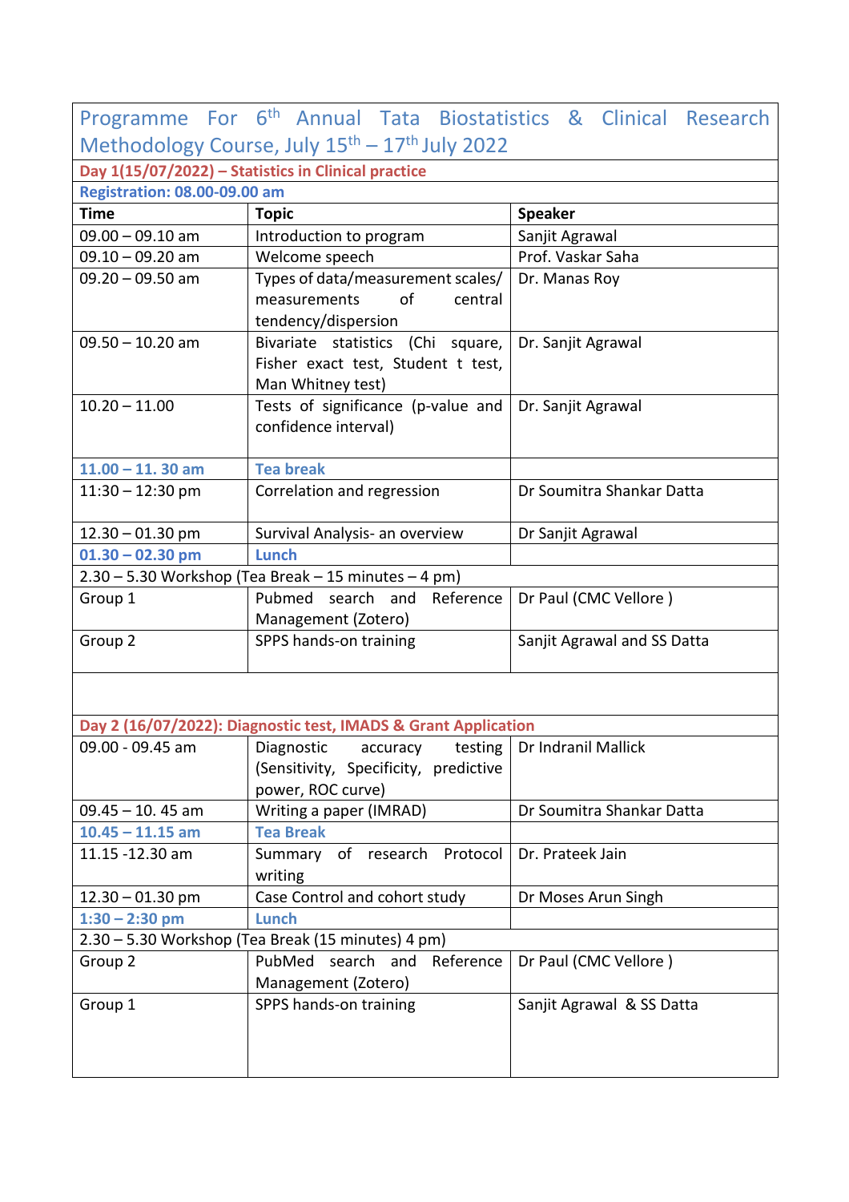| Programme For 6th Annual Tata Biostatistics & Clinical Research Methodology Course, July 15th – 17th July 2022 | | |
|---|---|---|
| **Day 1(15/07/2022) – Statistics in Clinical practice** | | |
| **Registration: 08.00-09.00 am** | | |
| **Time** | **Topic** | **Speaker** |
| 09.00 – 09.10 am | Introduction to program | Sanjit Agrawal |
| 09.10 – 09.20 am | Welcome speech | Prof. Vaskar Saha |
| 09.20 – 09.50 am | Types of data/measurement scales/ measurements of central tendency/dispersion | Dr. Manas Roy |
| 09.50 – 10.20 am | Bivariate statistics (Chi square, Fisher exact test, Student t test, Man Whitney test) | Dr. Sanjit Agrawal |
| 10.20 – 11.00 | Tests of significance (p-value and confidence interval) | Dr. Sanjit Agrawal |
| **11.00 – 11. 30 am** | **Tea break** | |
| 11:30 – 12:30 pm | Correlation and regression | Dr Soumitra Shankar Datta |
| 12.30 – 01.30 pm | Survival Analysis- an overview | Dr Sanjit Agrawal |
| **01.30 – 02.30 pm** | **Lunch** | |
| 2.30 – 5.30 Workshop (Tea Break – 15 minutes – 4 pm) | | |
| Group 1 | Pubmed search and Reference Management (Zotero) | Dr Paul (CMC Vellore ) |
| Group 2 | SPPS hands-on training | Sanjit Agrawal and SS Datta |
| | | |
| **Day 2 (16/07/2022): Diagnostic test, IMADS & Grant Application** | | |
| 09.00 - 09.45 am | Diagnostic accuracy testing (Sensitivity, Specificity, predictive power, ROC curve) | Dr Indranil Mallick |
| 09.45 – 10. 45 am | Writing a paper (IMRAD) | Dr Soumitra Shankar Datta |
| **10.45 – 11.15 am** | **Tea Break** | |
| 11.15 -12.30 am | Summary of research Protocol writing | Dr. Prateek Jain |
| 12.30 – 01.30 pm | Case Control and cohort study | Dr Moses Arun Singh |
| **1:30 – 2:30 pm** | **Lunch** | |
| 2.30 – 5.30 Workshop (Tea Break (15 minutes) 4 pm) | | |
| Group 2 | PubMed search and Reference Management (Zotero) | Dr Paul (CMC Vellore ) |
| Group 1 | SPPS hands-on training | Sanjit Agrawal & SS Datta |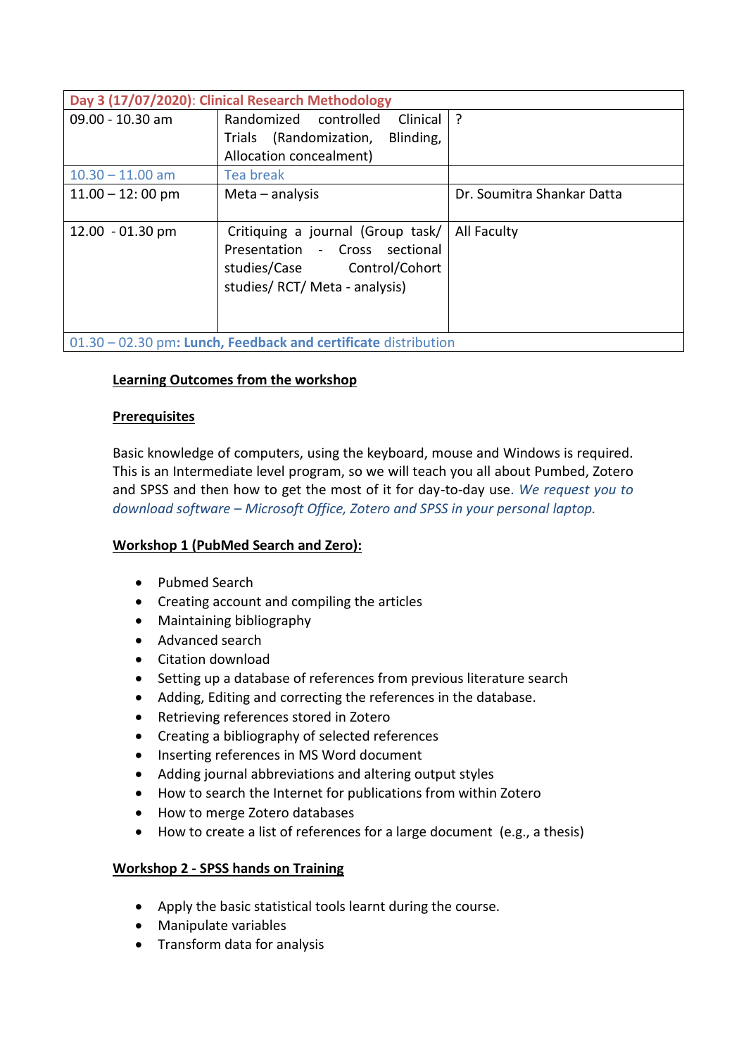| Day 3 (17/07/2020): Clinical Research Methodology | | |
|---|---|---|
| 09.00 - 10.30 am | Randomized controlled Clinical Trials (Randomization, Blinding, Allocation concealment) | ? |
| 10.30 – 11.00 am | Tea break | |
| 11.00 – 12: 00 pm | Meta – analysis | Dr. Soumitra Shankar Datta |
| 12.00 - 01.30 pm | Critiquing a journal (Group task/ Presentation - Cross sectional studies/Case Control/Cohort studies/ RCT/ Meta - analysis) | All Faculty |
| 01.30 – 02.30 pm: **Lunch, Feedback and certificate** distribution | | |

**Learning Outcomes from the workshop**

**Prerequisites**

Basic knowledge of computers, using the keyboard, mouse and Windows is required. This is an Intermediate level program, so we will teach you all about Pumbed, Zotero and SPSS and then how to get the most of it for day-to-day use. *We request you to download software – Microsoft Office, Zotero and SPSS in your personal laptop.*

**Workshop 1 (PubMed Search and Zero):**

- Pubmed Search
- Creating account and compiling the articles
- Maintaining bibliography
- Advanced search
- Citation download
- Setting up a database of references from previous literature search
- Adding, Editing and correcting the references in the database.
- Retrieving references stored in Zotero
- Creating a bibliography of selected references
- Inserting references in MS Word document
- Adding journal abbreviations and altering output styles
- How to search the Internet for publications from within Zotero
- How to merge Zotero databases
- How to create a list of references for a large document (e.g., a thesis)

**Workshop 2 - SPSS hands on Training**

- Apply the basic statistical tools learnt during the course.
- Manipulate variables
- Transform data for analysis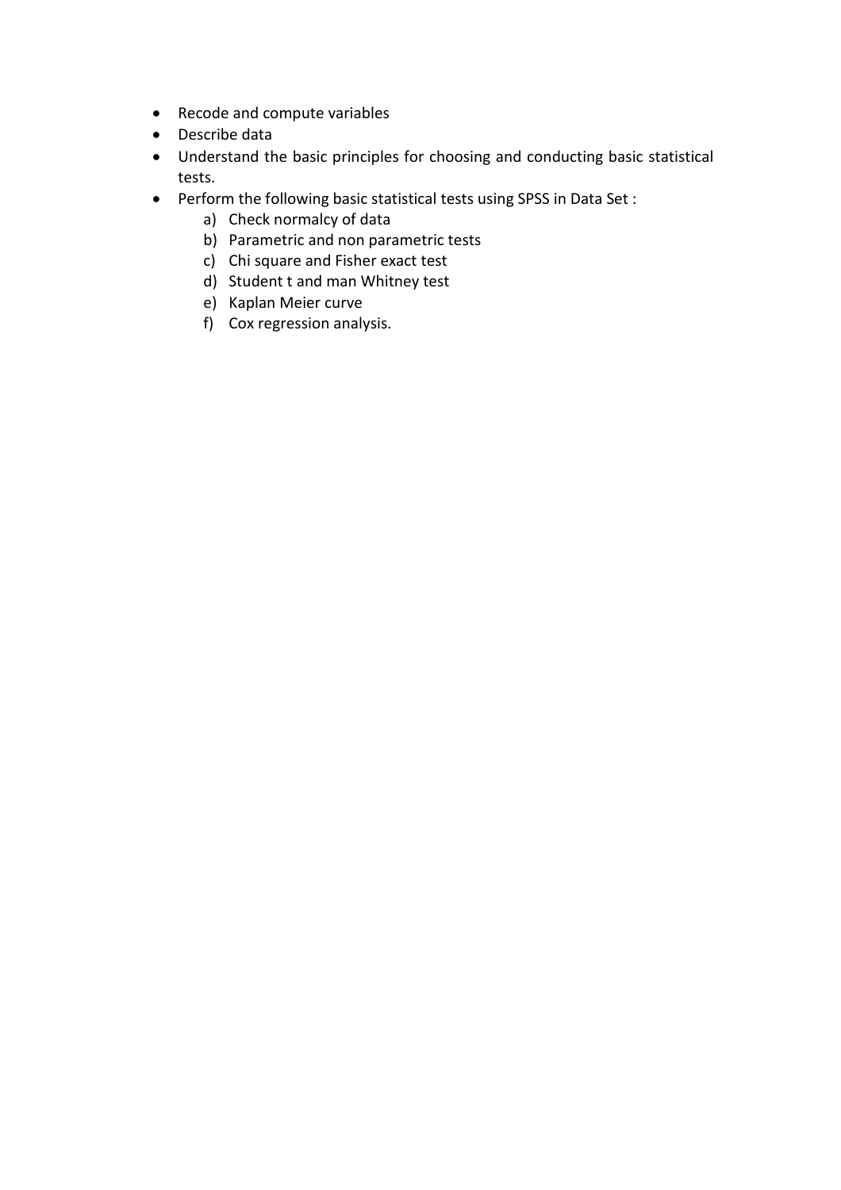- Recode and compute variables
- Describe data
- Understand the basic principles for choosing and conducting basic statistical tests.
- Perform the following basic statistical tests using SPSS in Data Set :
    a) Check normalcy of data
    b) Parametric and non parametric tests
    c) Chi square and Fisher exact test
    d) Student t and man Whitney test
    e) Kaplan Meier curve
    f) Cox regression analysis.